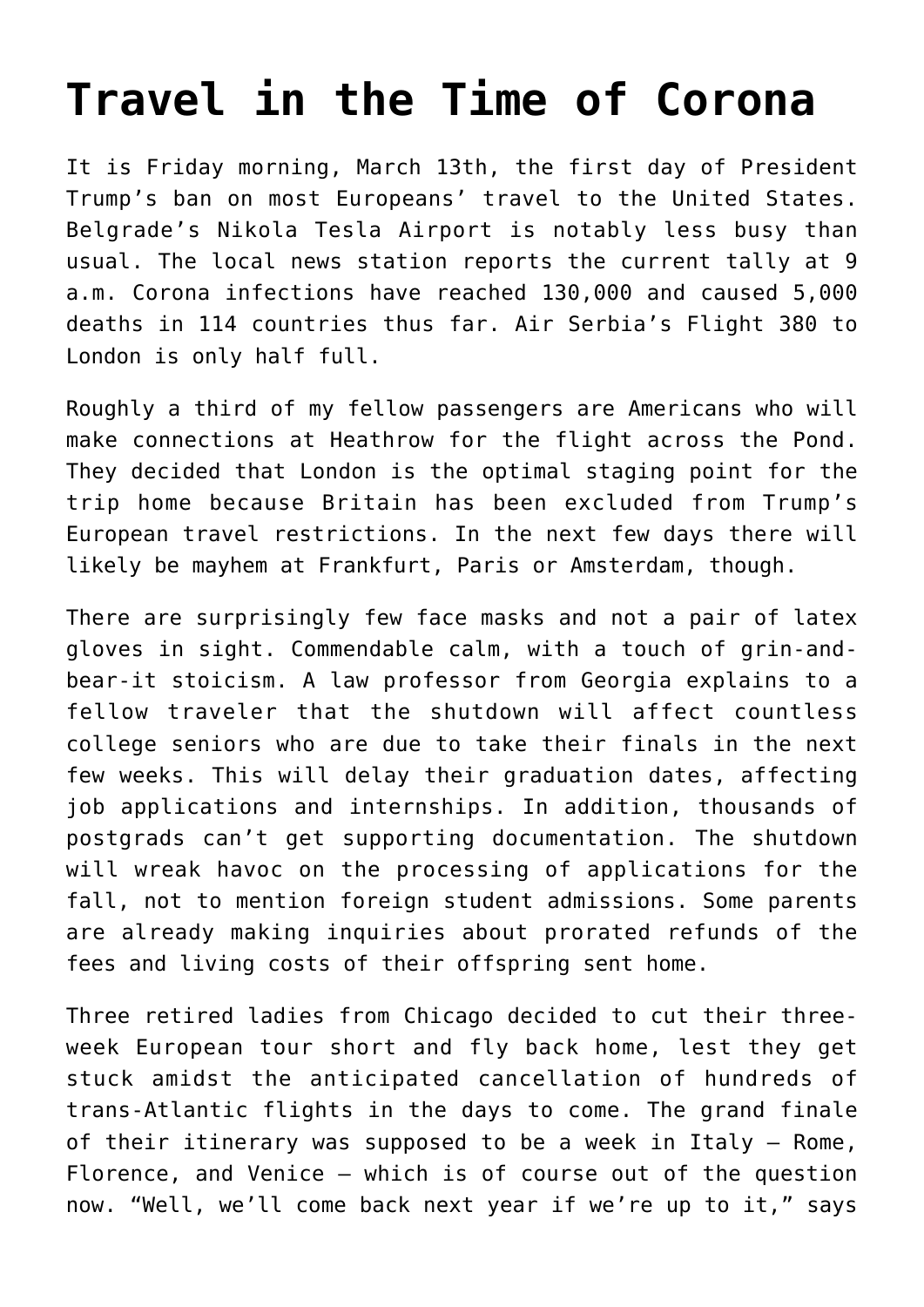# Travel in the Time of Corona

It is Friday morning, March 13th, the first day of President Trump's ban on most Europeans' travel to the United States. Belgrade's Nikola Tesla Airport is notably less busy than usual. The local news station reports the current tally at 9 a.m. Corona infections have reached 130,000 and caused 5,000 deaths in 114 countries thus far. Air Serbia's Flight 380 to London is only half full.

Roughly a third of my fellow passengers are Americans who will make connections at Heathrow for the flight across the Pond. They decided that London is the optimal staging point for the trip home because Britain has been excluded from Trump's European travel restrictions. In the next few days there will likely be mayhem at Frankfurt, Paris or Amsterdam, though.

There are surprisingly few face masks and not a pair of latex gloves in sight. Commendable calm, with a touch of grin-and-bear-it stoicism. A law professor from Georgia explains to a fellow traveler that the shutdown will affect countless college seniors who are due to take their finals in the next few weeks. This will delay their graduation dates, affecting job applications and internships. In addition, thousands of postgrads can't get supporting documentation. The shutdown will wreak havoc on the processing of applications for the fall, not to mention foreign student admissions. Some parents are already making inquiries about prorated refunds of the fees and living costs of their offspring sent home.

Three retired ladies from Chicago decided to cut their three-week European tour short and fly back home, lest they get stuck amidst the anticipated cancellation of hundreds of trans-Atlantic flights in the days to come. The grand finale of their itinerary was supposed to be a week in Italy – Rome, Florence, and Venice – which is of course out of the question now. "Well, we'll come back next year if we're up to it," says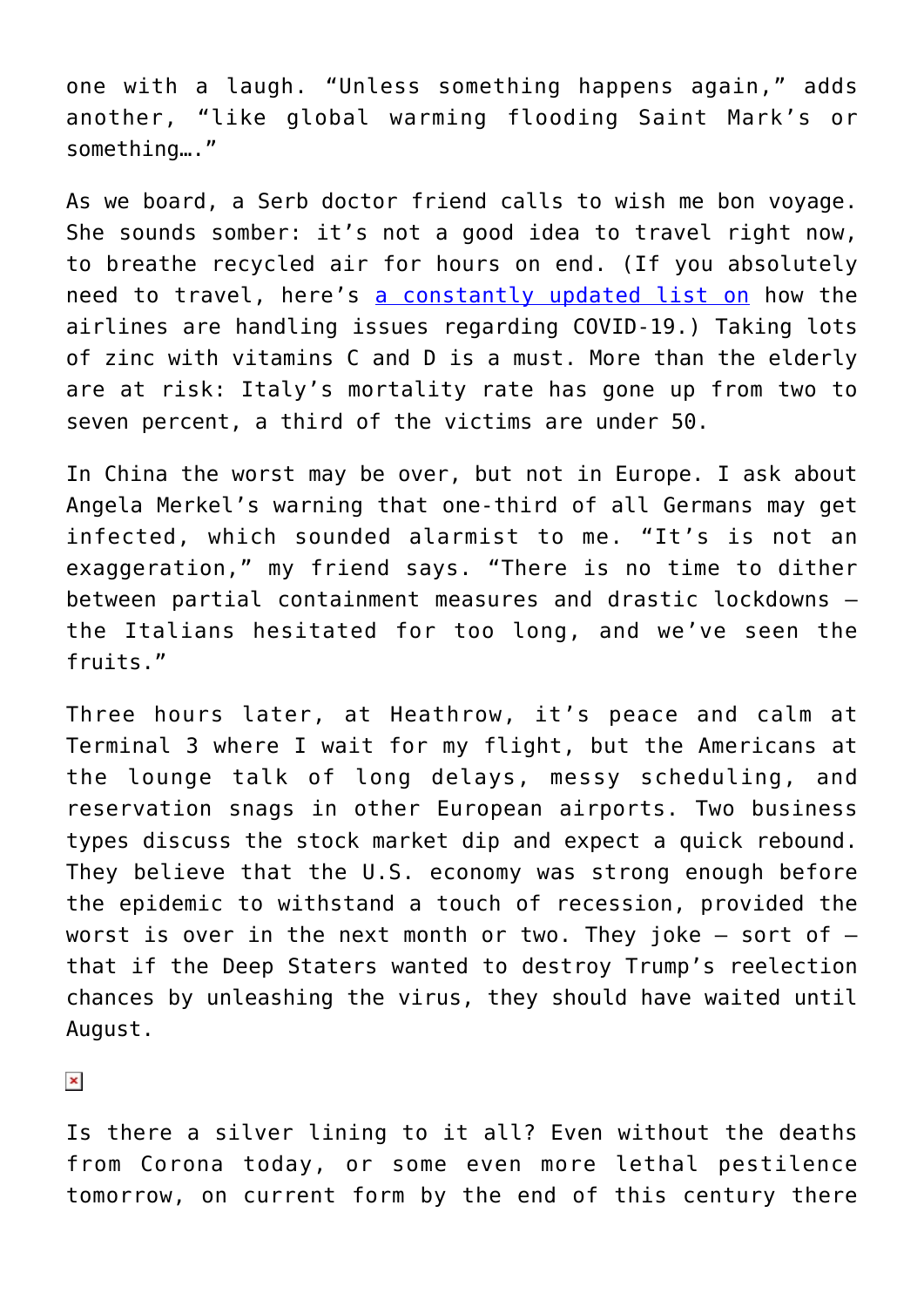one with a laugh. "Unless something happens again," adds another, "like global warming flooding Saint Mark's or something…."

As we board, a Serb doctor friend calls to wish me bon voyage. She sounds somber: it's not a good idea to travel right now, to breathe recycled air for hours on end. (If you absolutely need to travel, here's [a constantly updated list on]() how the airlines are handling issues regarding COVID-19.) Taking lots of zinc with vitamins C and D is a must. More than the elderly are at risk: Italy's mortality rate has gone up from two to seven percent, a third of the victims are under 50.

In China the worst may be over, but not in Europe. I ask about Angela Merkel's warning that one-third of all Germans may get infected, which sounded alarmist to me. "It's is not an exaggeration," my friend says. "There is no time to dither between partial containment measures and drastic lockdowns – the Italians hesitated for too long, and we've seen the fruits."

Three hours later, at Heathrow, it's peace and calm at Terminal 3 where I wait for my flight, but the Americans at the lounge talk of long delays, messy scheduling, and reservation snags in other European airports. Two business types discuss the stock market dip and expect a quick rebound. They believe that the U.S. economy was strong enough before the epidemic to withstand a touch of recession, provided the worst is over in the next month or two. They joke – sort of – that if the Deep Staters wanted to destroy Trump's reelection chances by unleashing the virus, they should have waited until August.

Is there a silver lining to it all? Even without the deaths from Corona today, or some even more lethal pestilence tomorrow, on current form by the end of this century there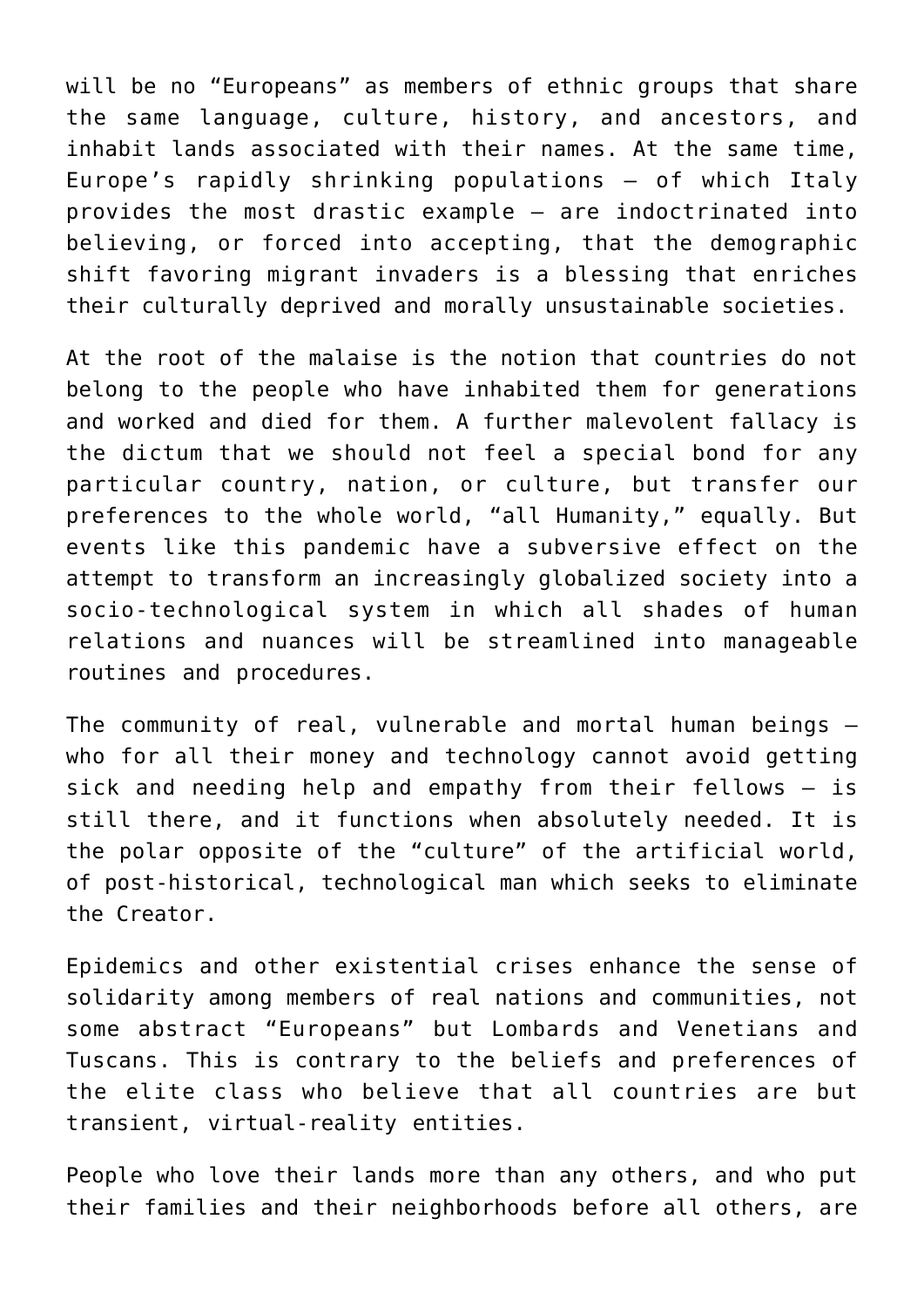will be no "Europeans" as members of ethnic groups that share the same language, culture, history, and ancestors, and inhabit lands associated with their names. At the same time, Europe's rapidly shrinking populations – of which Italy provides the most drastic example – are indoctrinated into believing, or forced into accepting, that the demographic shift favoring migrant invaders is a blessing that enriches their culturally deprived and morally unsustainable societies.

At the root of the malaise is the notion that countries do not belong to the people who have inhabited them for generations and worked and died for them. A further malevolent fallacy is the dictum that we should not feel a special bond for any particular country, nation, or culture, but transfer our preferences to the whole world, "all Humanity," equally. But events like this pandemic have a subversive effect on the attempt to transform an increasingly globalized society into a socio-technological system in which all shades of human relations and nuances will be streamlined into manageable routines and procedures.

The community of real, vulnerable and mortal human beings – who for all their money and technology cannot avoid getting sick and needing help and empathy from their fellows – is still there, and it functions when absolutely needed. It is the polar opposite of the "culture" of the artificial world, of post-historical, technological man which seeks to eliminate the Creator.

Epidemics and other existential crises enhance the sense of solidarity among members of real nations and communities, not some abstract "Europeans" but Lombards and Venetians and Tuscans. This is contrary to the beliefs and preferences of the elite class who believe that all countries are but transient, virtual-reality entities.

People who love their lands more than any others, and who put their families and their neighborhoods before all others, are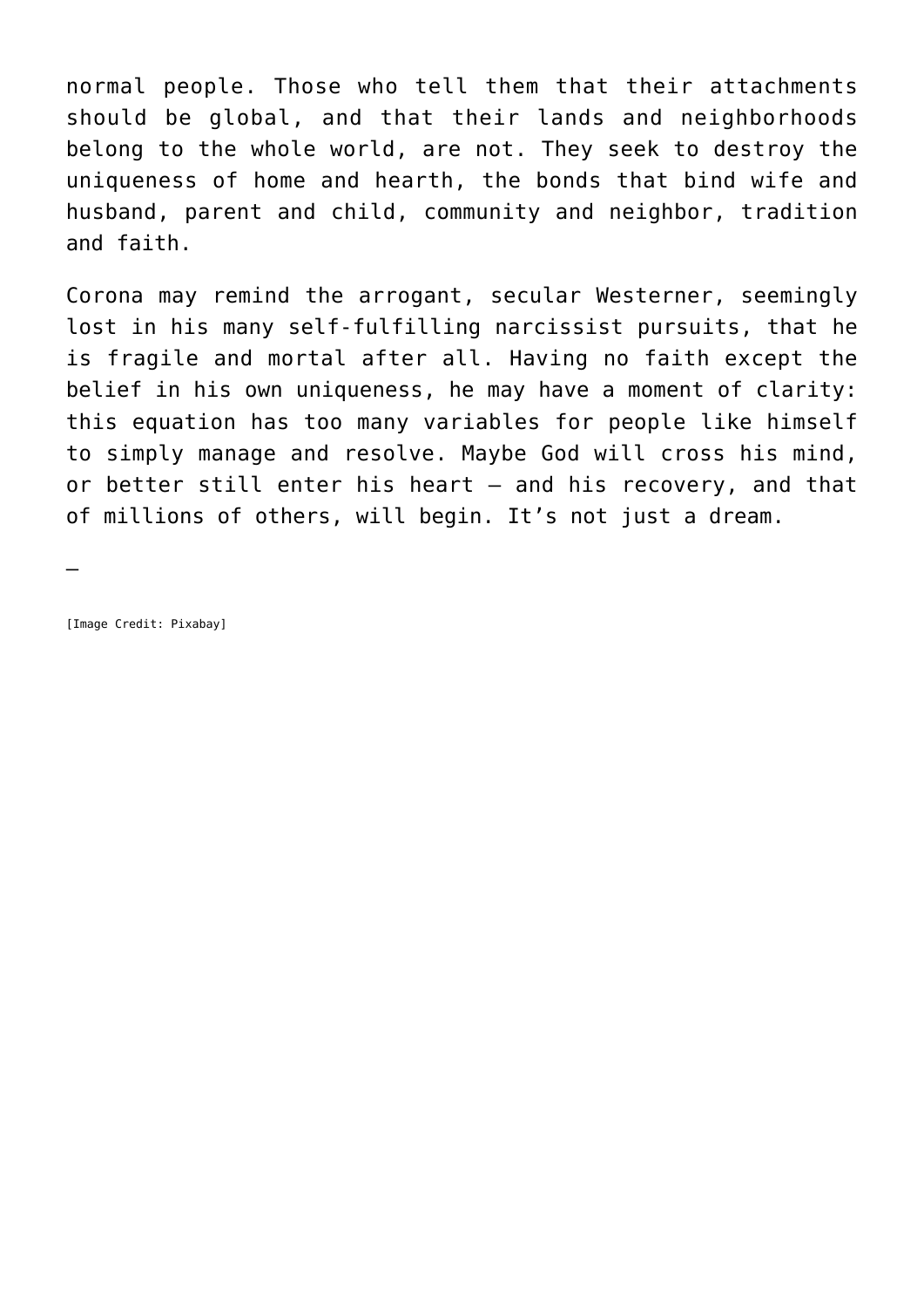normal people. Those who tell them that their attachments should be global, and that their lands and neighborhoods belong to the whole world, are not. They seek to destroy the uniqueness of home and hearth, the bonds that bind wife and husband, parent and child, community and neighbor, tradition and faith.

Corona may remind the arrogant, secular Westerner, seemingly lost in his many self-fulfilling narcissist pursuits, that he is fragile and mortal after all. Having no faith except the belief in his own uniqueness, he may have a moment of clarity: this equation has too many variables for people like himself to simply manage and resolve. Maybe God will cross his mind, or better still enter his heart – and his recovery, and that of millions of others, will begin. It's not just a dream.

—

[Image Credit: Pixabay]